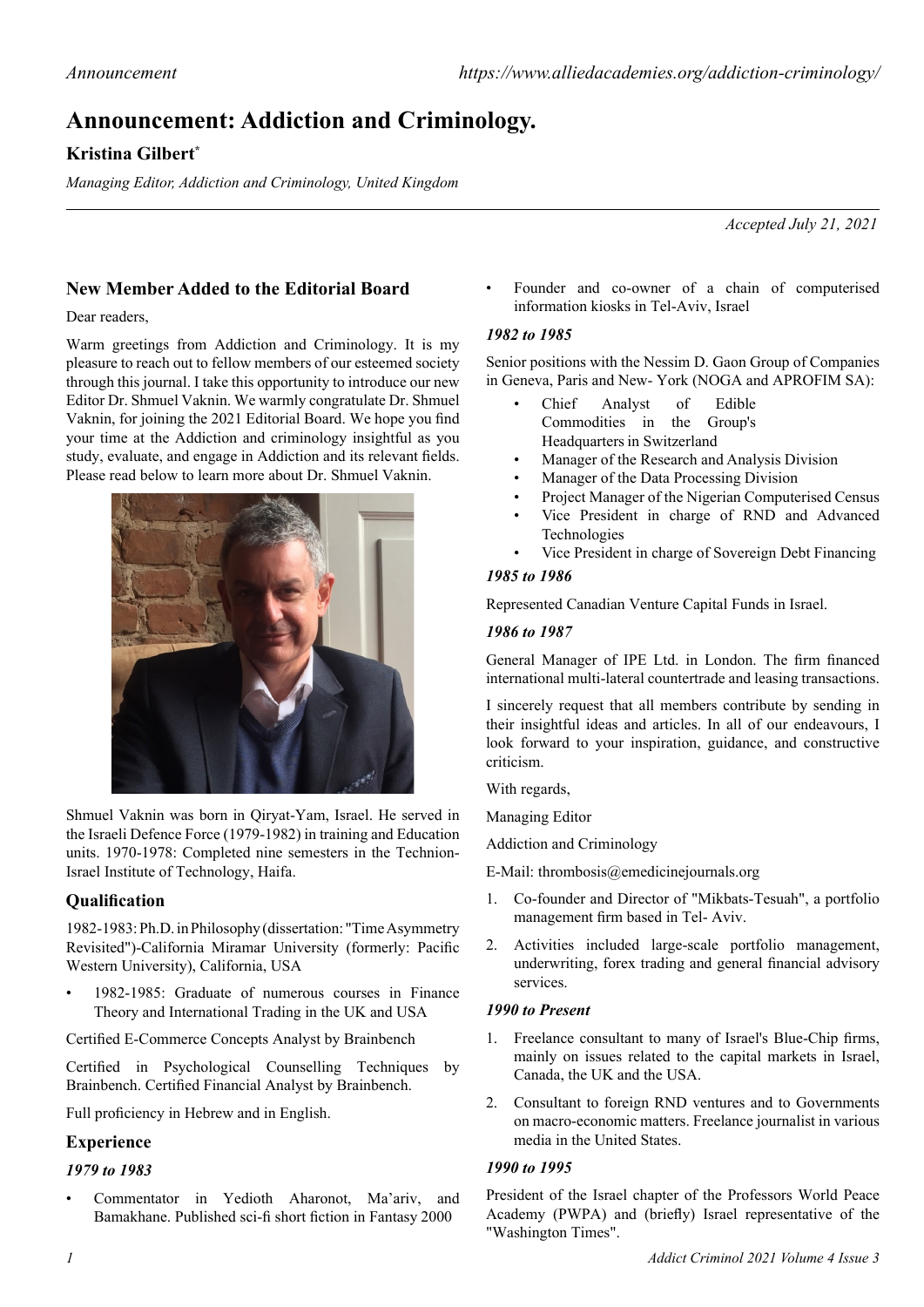# Announcement: Addiction and Criminology.

**Kristina Gilbert***

*Managing Editor, Addiction and Criminology, United Kingdom*

*Accepted July 21, 2021*

## New Member Added to the Editorial Board

Dear readers,

Warm greetings from Addiction and Criminology. It is my pleasure to reach out to fellow members of our esteemed society through this journal. I take this opportunity to introduce our new Editor Dr. Shmuel Vaknin. We warmly congratulate Dr. Shmuel Vaknin, for joining the 2021 Editorial Board. We hope you find your time at the Addiction and criminology insightful as you study, evaluate, and engage in Addiction and its relevant fields. Please read below to learn more about Dr. Shmuel Vaknin.

Shmuel Vaknin was born in Qiryat-Yam, Israel. He served in the Israeli Defence Force (1979-1982) in training and Education units. 1970-1978: Completed nine semesters in the Technion-Israel Institute of Technology, Haifa.

### Qualification

1982-1983: Ph.D. in Philosophy (dissertation: "Time Asymmetry Revisited")-California Miramar University (formerly: Pacific Western University), California, USA

- 1982-1985: Graduate of numerous courses in Finance Theory and International Trading in the UK and USA

Certified E-Commerce Concepts Analyst by Brainbench

Certified in Psychological Counselling Techniques by Brainbench. Certified Financial Analyst by Brainbench.

Full proficiency in Hebrew and in English.

### Experience

#### *1979 to 1983*

- Commentator in Yedioth Aharonot, Ma'ariv, and Bamakhane. Published sci-fi short fiction in Fantasy 2000
- Founder and co-owner of a chain of computerised information kiosks in Tel-Aviv, Israel

#### *1982 to 1985*

Senior positions with the Nessim D. Gaon Group of Companies in Geneva, Paris and New- York (NOGA and APROFIM SA):

- Chief Analyst of Edible Commodities in the Group's Headquarters in Switzerland
- Manager of the Research and Analysis Division
- Manager of the Data Processing Division
- Project Manager of the Nigerian Computerised Census
- Vice President in charge of RND and Advanced Technologies
- Vice President in charge of Sovereign Debt Financing

#### *1985 to 1986*

Represented Canadian Venture Capital Funds in Israel.

#### *1986 to 1987*

General Manager of IPE Ltd. in London. The firm financed international multi-lateral countertrade and leasing transactions.

I sincerely request that all members contribute by sending in their insightful ideas and articles. In all of our endeavours, I look forward to your inspiration, guidance, and constructive criticism.

With regards,

Managing Editor

Addiction and Criminology

E-Mail: thrombosis@emedicinejournals.org

1. Co-founder and Director of "Mikbats-Tesuah", a portfolio management firm based in Tel- Aviv.
2. Activities included large-scale portfolio management, underwriting, forex trading and general financial advisory services.

#### *1990 to Present*

1. Freelance consultant to many of Israel's Blue-Chip firms, mainly on issues related to the capital markets in Israel, Canada, the UK and the USA.
2. Consultant to foreign RND ventures and to Governments on macro-economic matters. Freelance journalist in various media in the United States.

#### *1990 to 1995*

President of the Israel chapter of the Professors World Peace Academy (PWPA) and (briefly) Israel representative of the "Washington Times".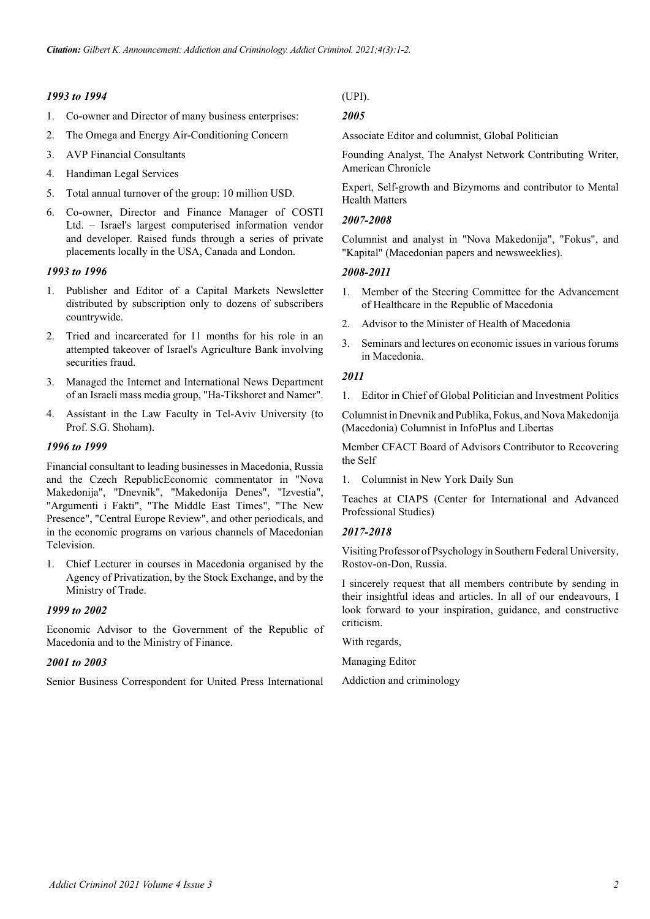### *1993 to 1994*

1. Co-owner and Director of many business enterprises:
2. The Omega and Energy Air-Conditioning Concern
3. AVP Financial Consultants
4. Handiman Legal Services
5. Total annual turnover of the group: 10 million USD.
6. Co-owner, Director and Finance Manager of COSTI Ltd. – Israel's largest computerised information vendor and developer. Raised funds through a series of private placements locally in the USA, Canada and London.

### *1993 to 1996*

1. Publisher and Editor of a Capital Markets Newsletter distributed by subscription only to dozens of subscribers countrywide.
2. Tried and incarcerated for 11 months for his role in an attempted takeover of Israel's Agriculture Bank involving securities fraud.
3. Managed the Internet and International News Department of an Israeli mass media group, "Ha-Tikshoret and Namer".
4. Assistant in the Law Faculty in Tel-Aviv University (to Prof. S.G. Shoham).

### *1996 to 1999*

Financial consultant to leading businesses in Macedonia, Russia and the Czech RepublicEconomic commentator in "Nova Makedonija", "Dnevnik", "Makedonija Denes", "Izvestia", "Argumenti i Fakti", "The Middle East Times", "The New Presence", "Central Europe Review", and other periodicals, and in the economic programs on various channels of Macedonian Television.

1. Chief Lecturer in courses in Macedonia organised by the Agency of Privatization, by the Stock Exchange, and by the Ministry of Trade.

### *1999 to 2002*

Economic Advisor to the Government of the Republic of Macedonia and to the Ministry of Finance.

### *2001 to 2003*

Senior Business Correspondent for United Press International (UPI).

### *2005*

Associate Editor and columnist, Global Politician

Founding Analyst, The Analyst Network Contributing Writer, American Chronicle

Expert, Self-growth and Bizymoms and contributor to Mental Health Matters

### *2007-2008*

Columnist and analyst in "Nova Makedonija", "Fokus", and "Kapital" (Macedonian papers and newsweeklies).

### *2008-2011*

1. Member of the Steering Committee for the Advancement of Healthcare in the Republic of Macedonia
2. Advisor to the Minister of Health of Macedonia
3. Seminars and lectures on economic issues in various forums in Macedonia.

### *2011*

1. Editor in Chief of Global Politician and Investment Politics

Columnist in Dnevnik and Publika, Fokus, and Nova Makedonija (Macedonia) Columnist in InfoPlus and Libertas

Member CFACT Board of Advisors Contributor to Recovering the Self

1. Columnist in New York Daily Sun

Teaches at CIAPS (Center for International and Advanced Professional Studies)

### *2017-2018*

Visiting Professor of Psychology in Southern Federal University, Rostov-on-Don, Russia.

I sincerely request that all members contribute by sending in their insightful ideas and articles. In all of our endeavours, I look forward to your inspiration, guidance, and constructive criticism.

With regards,

Managing Editor

Addiction and criminology